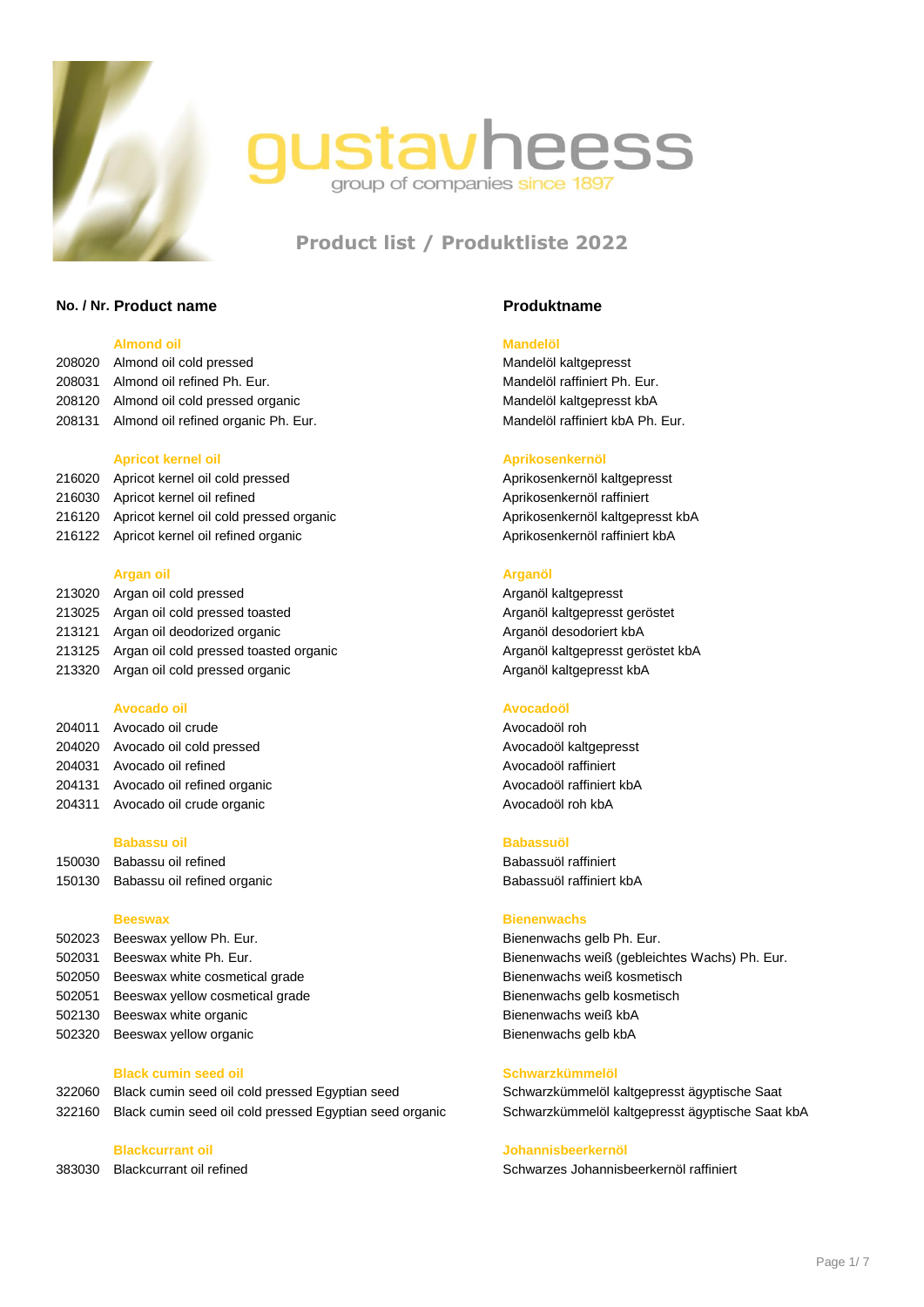gustavheess

group of companies since 1897

# Product list / Produktliste 2022

| No. / Nr. | Product name | Produktname |
|---|---|---|
| | **Almond oil** | **Mandelöl** |
| 208020 | Almond oil cold pressed | Mandelöl kaltgepresst |
| 208031 | Almond oil refined Ph. Eur. | Mandelöl raffiniert Ph. Eur. |
| 208120 | Almond oil cold pressed organic | Mandelöl kaltgepresst kbA |
| 208131 | Almond oil refined organic Ph. Eur. | Mandelöl raffiniert kbA Ph. Eur. |
| | **Apricot kernel oil** | **Aprikosenkernöl** |
| 216020 | Apricot kernel oil cold pressed | Aprikosenkernöl kaltgepresst |
| 216030 | Apricot kernel oil refined | Aprikosenkernöl raffiniert |
| 216120 | Apricot kernel oil cold pressed organic | Aprikosenkernöl kaltgepresst kbA |
| 216122 | Apricot kernel oil refined organic | Aprikosenkernöl raffiniert kbA |
| | **Argan oil** | **Arganöl** |
| 213020 | Argan oil cold pressed | Arganöl kaltgepresst |
| 213025 | Argan oil cold pressed toasted | Arganöl kaltgepresst geröstet |
| 213121 | Argan oil deodorized organic | Arganöl desodoriert kbA |
| 213125 | Argan oil cold pressed toasted organic | Arganöl kaltgepresst geröstet kbA |
| 213320 | Argan oil cold pressed organic | Arganöl kaltgepresst kbA |
| | **Avocado oil** | **Avocadoöl** |
| 204011 | Avocado oil crude | Avocadoöl roh |
| 204020 | Avocado oil cold pressed | Avocadoöl kaltgepresst |
| 204031 | Avocado oil refined | Avocadoöl raffiniert |
| 204131 | Avocado oil refined organic | Avocadoöl raffiniert kbA |
| 204311 | Avocado oil crude organic | Avocadoöl roh kbA |
| | **Babassu oil** | **Babassuöl** |
| 150030 | Babassu oil refined | Babassuöl raffiniert |
| 150130 | Babassu oil refined organic | Babassuöl raffiniert kbA |
| | **Beeswax** | **Bienenwachs** |
| 502023 | Beeswax yellow Ph. Eur. | Bienenwachs gelb Ph. Eur. |
| 502031 | Beeswax white Ph. Eur. | Bienenwachs weiß (gebleichtes Wachs) Ph. Eur. |
| 502050 | Beeswax white cosmetical grade | Bienenwachs weiß kosmetisch |
| 502051 | Beeswax yellow cosmetical grade | Bienenwachs gelb kosmetisch |
| 502130 | Beeswax white organic | Bienenwachs weiß kbA |
| 502320 | Beeswax yellow organic | Bienenwachs gelb kbA |
| | **Black cumin seed oil** | **Schwarzkümmelöl** |
| 322060 | Black cumin seed oil cold pressed Egyptian seed | Schwarzkümmelöl kaltgepresst ägyptische Saat |
| 322160 | Black cumin seed oil cold pressed Egyptian seed organic | Schwarzkümmelöl kaltgepresst ägyptische Saat kbA |
| | **Blackcurrant oil** | **Johannisbeerkernöl** |
| 383030 | Blackcurrant oil refined | Schwarzes Johannisbeerkernöl raffiniert |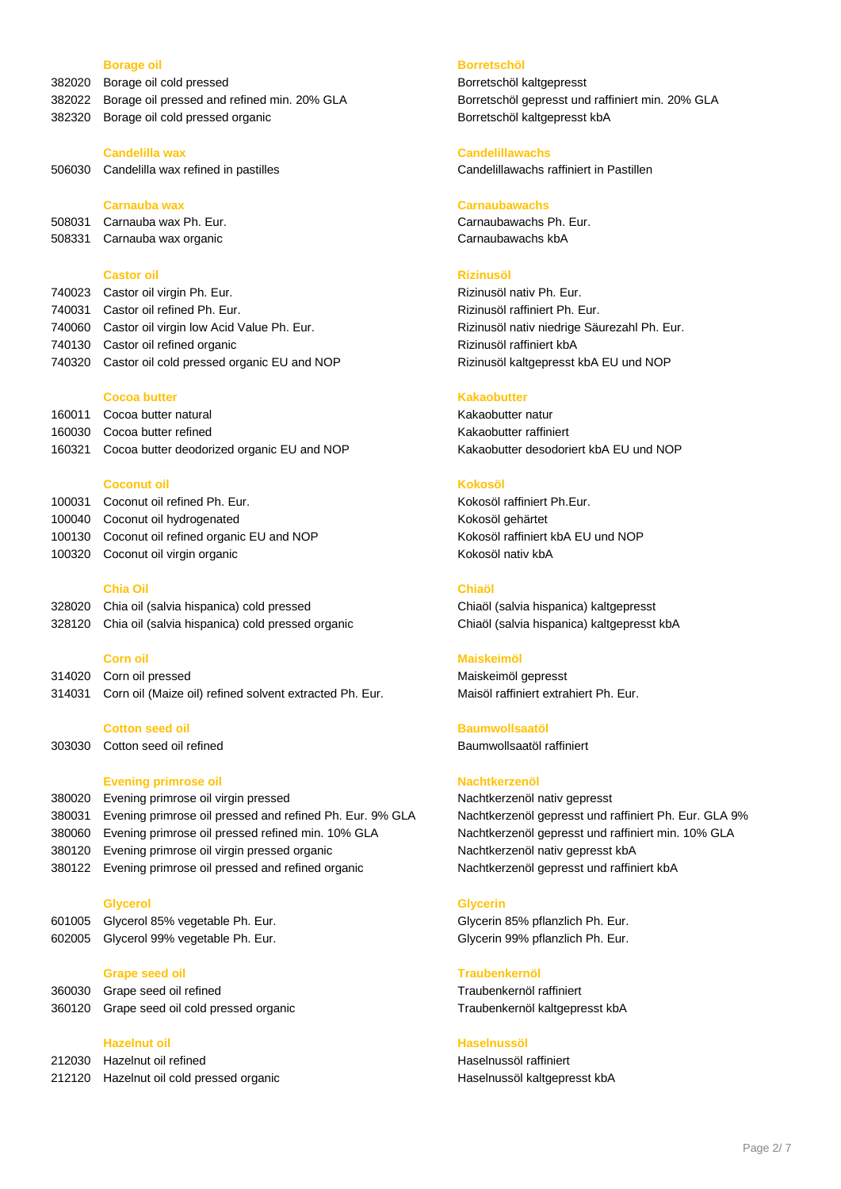| | Borage oil | Borretschöl |
|---|---|---|
| 382020 | Borage oil cold pressed | Borretschöl kaltgepresst |
| 382022 | Borage oil pressed and refined min. 20% GLA | Borretschöl gepresst und raffiniert min. 20% GLA |
| 382320 | Borage oil cold pressed organic | Borretschöl kaltgepresst kbA |
| | **Candelilla wax** | **Candelillawachs** |
| 506030 | Candelilla wax refined in pastilles | Candelillawachs raffiniert in Pastillen |
| | **Carnauba wax** | **Carnaubawachs** |
| 508031 | Carnauba wax Ph. Eur. | Carnaubawachs Ph. Eur. |
| 508331 | Carnauba wax organic | Carnaubawachs kbA |
| | **Castor oil** | **Rizinusöl** |
| 740023 | Castor oil virgin Ph. Eur. | Rizinusöl nativ Ph. Eur. |
| 740031 | Castor oil refined Ph. Eur. | Rizinusöl raffiniert Ph. Eur. |
| 740060 | Castor oil virgin low Acid Value Ph. Eur. | Rizinusöl nativ niedrige Säurezahl Ph. Eur. |
| 740130 | Castor oil refined organic | Rizinusöl raffiniert kbA |
| 740320 | Castor oil cold pressed organic EU and NOP | Rizinusöl kaltgepresst kbA EU und NOP |
| | **Cocoa butter** | **Kakaobutter** |
| 160011 | Cocoa butter natural | Kakaobutter natur |
| 160030 | Cocoa butter refined | Kakaobutter raffiniert |
| 160321 | Cocoa butter deodorized organic EU and NOP | Kakaobutter desodoriert kbA EU und NOP |
| | **Coconut oil** | **Kokosöl** |
| 100031 | Coconut oil refined Ph. Eur. | Kokosöl raffiniert Ph.Eur. |
| 100040 | Coconut oil hydrogenated | Kokosöl gehärtet |
| 100130 | Coconut oil refined organic EU and NOP | Kokosöl raffiniert kbA EU und NOP |
| 100320 | Coconut oil virgin organic | Kokosöl nativ kbA |
| | **Chia Oil** | **Chiaöl** |
| 328020 | Chia oil (salvia hispanica) cold pressed | Chiaöl (salvia hispanica) kaltgepresst |
| 328120 | Chia oil (salvia hispanica) cold pressed organic | Chiaöl (salvia hispanica) kaltgepresst kbA |
| | **Corn oil** | **Maiskeimöl** |
| 314020 | Corn oil pressed | Maiskeimöl gepresst |
| 314031 | Corn oil (Maize oil) refined solvent extracted Ph. Eur. | Maisöl raffiniert extrahiert Ph. Eur. |
| | **Cotton seed oil** | **Baumwollsaatöl** |
| 303030 | Cotton seed oil refined | Baumwollsaatöl raffiniert |
| | **Evening primrose oil** | **Nachtkerzenöl** |
| 380020 | Evening primrose oil virgin pressed | Nachtkerzenöl nativ gepresst |
| 380031 | Evening primrose oil pressed and refined Ph. Eur. 9% GLA | Nachtkerzenöl gepresst und raffiniert Ph. Eur. GLA 9% |
| 380060 | Evening primrose oil pressed refined min. 10% GLA | Nachtkerzenöl gepresst und raffiniert min. 10% GLA |
| 380120 | Evening primrose oil virgin pressed organic | Nachtkerzenöl nativ gepresst kbA |
| 380122 | Evening primrose oil pressed and refined organic | Nachtkerzenöl gepresst und raffiniert kbA |
| | **Glycerol** | **Glycerin** |
| 601005 | Glycerol 85% vegetable Ph. Eur. | Glycerin 85% pflanzlich Ph. Eur. |
| 602005 | Glycerol 99% vegetable Ph. Eur. | Glycerin 99% pflanzlich Ph. Eur. |
| | **Grape seed oil** | **Traubenkernöl** |
| 360030 | Grape seed oil refined | Traubenkernöl raffiniert |
| 360120 | Grape seed oil cold pressed organic | Traubenkernöl kaltgepresst kbA |
| | **Hazelnut oil** | **Haselnussöl** |
| 212030 | Hazelnut oil refined | Haselnussöl raffiniert |
| 212120 | Hazelnut oil cold pressed organic | Haselnussöl kaltgepresst kbA |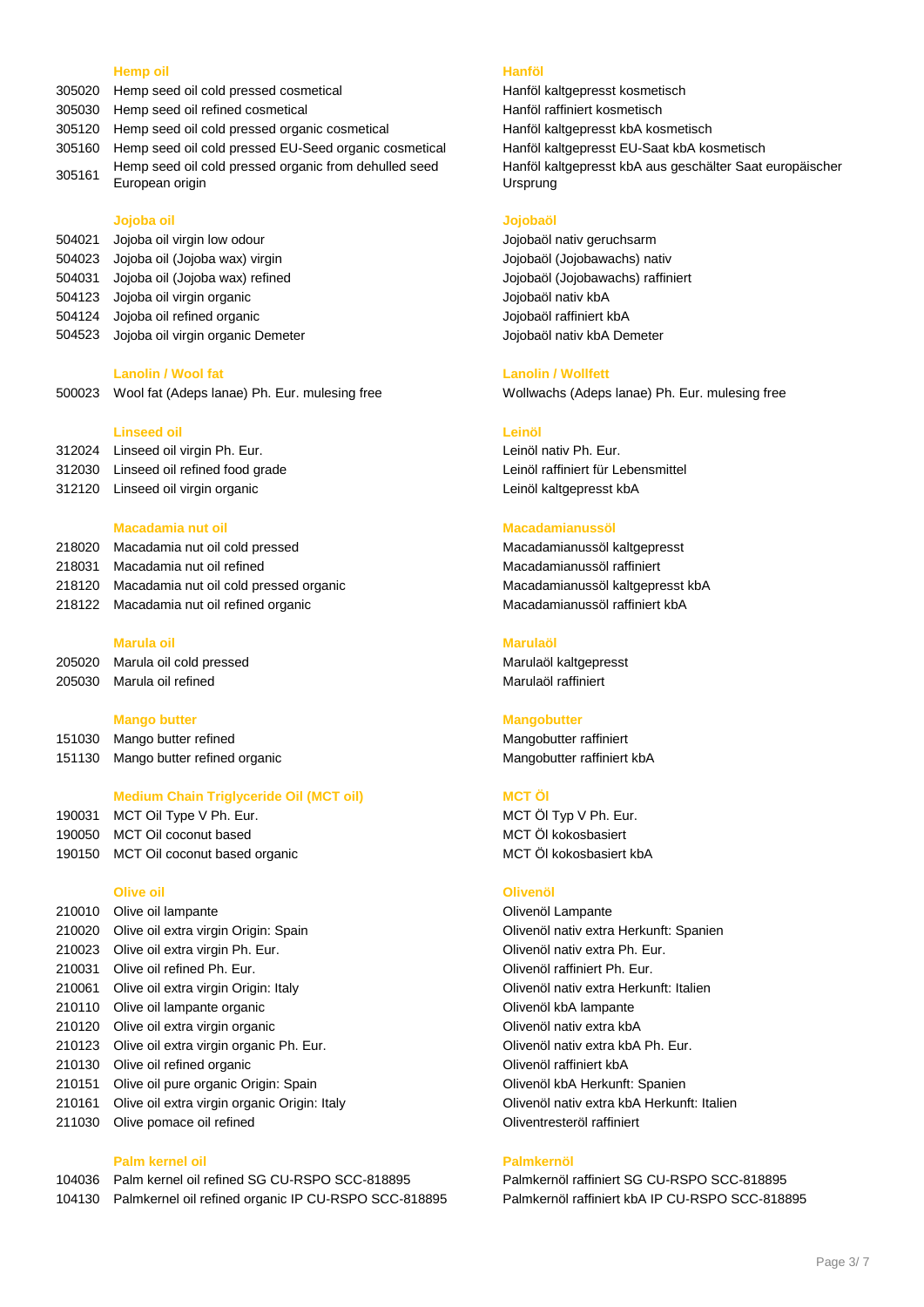| | Hemp oil | Hanföl |
|---|---|---|
| 305020 | Hemp seed oil cold pressed cosmetical | Hanföl kaltgepresst kosmetisch |
| 305030 | Hemp seed oil refined cosmetical | Hanföl raffiniert kosmetisch |
| 305120 | Hemp seed oil cold pressed organic cosmetical | Hanföl kaltgepresst kbA kosmetisch |
| 305160 | Hemp seed oil cold pressed EU-Seed organic cosmetical | Hanföl kaltgepresst EU-Saat kbA kosmetisch |
| 305161 | Hemp seed oil cold pressed organic from dehulled seed European origin | Hanföl kaltgepresst kbA aus geschälter Saat europäischer Ursprung |
| | **Jojoba oil** | **Jojobaöl** |
| 504021 | Jojoba oil virgin low odour | Jojobaöl nativ geruchsarm |
| 504023 | Jojoba oil (Jojoba wax) virgin | Jojobaöl (Jojobawachs) nativ |
| 504031 | Jojoba oil (Jojoba wax) refined | Jojobaöl (Jojobawachs) raffiniert |
| 504123 | Jojoba oil virgin organic | Jojobaöl nativ kbA |
| 504124 | Jojoba oil refined organic | Jojobaöl raffiniert kbA |
| 504523 | Jojoba oil virgin organic Demeter | Jojobaöl nativ kbA Demeter |
| | **Lanolin / Wool fat** | **Lanolin / Wollfett** |
| 500023 | Wool fat (Adeps lanae) Ph. Eur. mulesing free | Wollwachs (Adeps lanae) Ph. Eur. mulesing free |
| | **Linseed oil** | **Leinöl** |
| 312024 | Linseed oil virgin Ph. Eur. | Leinöl nativ Ph. Eur. |
| 312030 | Linseed oil refined food grade | Leinöl raffiniert für Lebensmittel |
| 312120 | Linseed oil virgin organic | Leinöl kaltgepresst kbA |
| | **Macadamia nut oil** | **Macadamianussöl** |
| 218020 | Macadamia nut oil cold pressed | Macadamianussöl kaltgepresst |
| 218031 | Macadamia nut oil refined | Macadamianussöl raffiniert |
| 218120 | Macadamia nut oil cold pressed organic | Macadamianussöl kaltgepresst kbA |
| 218122 | Macadamia nut oil refined organic | Macadamianussöl raffiniert kbA |
| | **Marula oil** | **Marulaöl** |
| 205020 | Marula oil cold pressed | Marulaöl kaltgepresst |
| 205030 | Marula oil refined | Marulaöl raffiniert |
| | **Mango butter** | **Mangobutter** |
| 151030 | Mango butter refined | Mangobutter raffiniert |
| 151130 | Mango butter refined organic | Mangobutter raffiniert kbA |
| | **Medium Chain Triglyceride Oil (MCT oil)** | **MCT Öl** |
| 190031 | MCT Oil Type V Ph. Eur. | MCT Öl Typ V Ph. Eur. |
| 190050 | MCT Oil coconut based | MCT Öl kokosbasiert |
| 190150 | MCT Oil coconut based organic | MCT Öl kokosbasiert kbA |
| | **Olive oil** | **Olivenöl** |
| 210010 | Olive oil lampante | Olivenöl Lampante |
| 210020 | Olive oil extra virgin Origin: Spain | Olivenöl nativ extra Herkunft: Spanien |
| 210023 | Olive oil extra virgin Ph. Eur. | Olivenöl nativ extra Ph. Eur. |
| 210031 | Olive oil refined Ph. Eur. | Olivenöl raffiniert Ph. Eur. |
| 210061 | Olive oil extra virgin Origin: Italy | Olivenöl nativ extra Herkunft: Italien |
| 210110 | Olive oil lampante organic | Olivenöl kbA lampante |
| 210120 | Olive oil extra virgin organic | Olivenöl nativ extra kbA |
| 210123 | Olive oil extra virgin organic Ph. Eur. | Olivenöl nativ extra kbA Ph. Eur. |
| 210130 | Olive oil refined organic | Olivenöl raffiniert kbA |
| 210151 | Olive oil pure organic Origin: Spain | Olivenöl kbA Herkunft: Spanien |
| 210161 | Olive oil extra virgin organic Origin: Italy | Olivenöl nativ extra kbA Herkunft: Italien |
| 211030 | Olive pomace oil refined | Oliventresteröl raffiniert |
| | **Palm kernel oil** | **Palmkernöl** |
| 104036 | Palm kernel oil refined SG CU-RSPO SCC-818895 | Palmkernöl raffiniert SG CU-RSPO SCC-818895 |
| 104130 | Palmkernel oil refined organic IP CU-RSPO SCC-818895 | Palmkernöl raffiniert kbA IP CU-RSPO SCC-818895 |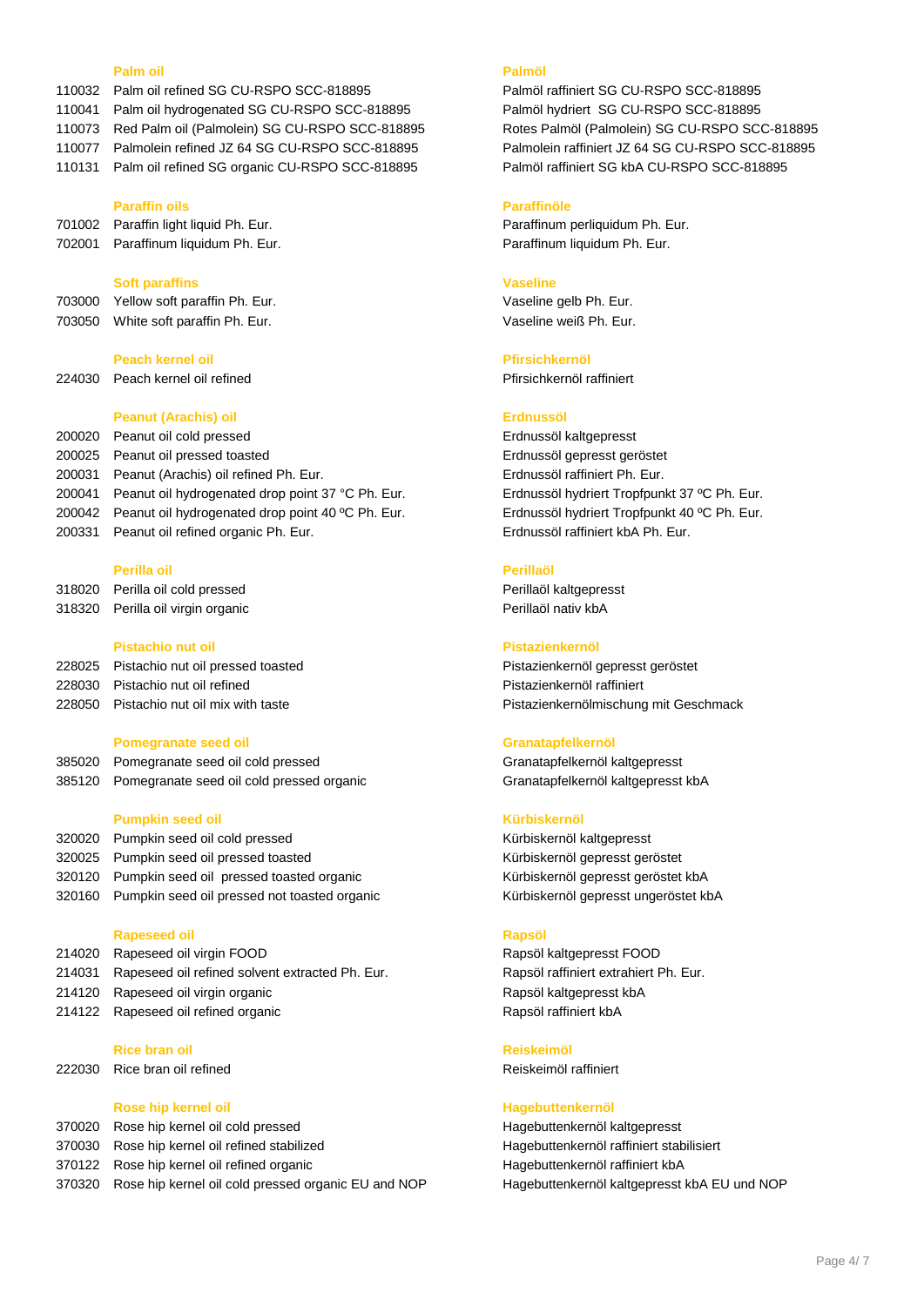### Palm oil / Palmöl

| Code | English | Deutsch |
|---|---|---|
| 110032 | Palm oil refined SG CU-RSPO SCC-818895 | Palmöl raffiniert SG CU-RSPO SCC-818895 |
| 110041 | Palm oil hydrogenated SG CU-RSPO SCC-818895 | Palmöl hydriert SG CU-RSPO SCC-818895 |
| 110073 | Red Palm oil (Palmolein) SG CU-RSPO SCC-818895 | Rotes Palmöl (Palmolein) SG CU-RSPO SCC-818895 |
| 110077 | Palmolein refined JZ 64 SG CU-RSPO SCC-818895 | Palmolein raffiniert JZ 64 SG CU-RSPO SCC-818895 |
| 110131 | Palm oil refined SG organic CU-RSPO SCC-818895 | Palmöl raffiniert SG kbA CU-RSPO SCC-818895 |

### Paraffin oils / Paraffinöle

| Code | English | Deutsch |
|---|---|---|
| 701002 | Paraffin light liquid Ph. Eur. | Paraffinum perliquidum Ph. Eur. |
| 702001 | Paraffinum liquidum Ph. Eur. | Paraffinum liquidum Ph. Eur. |

### Soft paraffins / Vaseline

| Code | English | Deutsch |
|---|---|---|
| 703000 | Yellow soft paraffin Ph. Eur. | Vaseline gelb Ph. Eur. |
| 703050 | White soft paraffin Ph. Eur. | Vaseline weiß Ph. Eur. |

### Peach kernel oil / Pfirsichkernöl

| Code | English | Deutsch |
|---|---|---|
| 224030 | Peach kernel oil refined | Pfirsichkernöl raffiniert |

### Peanut (Arachis) oil / Erdnussöl

| Code | English | Deutsch |
|---|---|---|
| 200020 | Peanut oil cold pressed | Erdnussöl kaltgepresst |
| 200025 | Peanut oil pressed toasted | Erdnussöl gepresst geröstet |
| 200031 | Peanut (Arachis) oil refined Ph. Eur. | Erdnussöl raffiniert Ph. Eur. |
| 200041 | Peanut oil hydrogenated drop point 37 °C Ph. Eur. | Erdnussöl hydriert Tropfpunkt 37 ºC Ph. Eur. |
| 200042 | Peanut oil hydrogenated drop point 40 ºC Ph. Eur. | Erdnussöl hydriert Tropfpunkt 40 ºC Ph. Eur. |
| 200331 | Peanut oil refined organic Ph. Eur. | Erdnussöl raffiniert kbA Ph. Eur. |

### Perilla oil / Perillaöl

| Code | English | Deutsch |
|---|---|---|
| 318020 | Perilla oil cold pressed | Perillaöl kaltgepresst |
| 318320 | Perilla oil virgin organic | Perillaöl nativ kbA |

### Pistachio nut oil / Pistazienkernöl

| Code | English | Deutsch |
|---|---|---|
| 228025 | Pistachio nut oil pressed toasted | Pistazienkernöl gepresst geröstet |
| 228030 | Pistachio nut oil refined | Pistazienkernöl raffiniert |
| 228050 | Pistachio nut oil mix with taste | Pistazienkernölmischung mit Geschmack |

### Pomegranate seed oil / Granatapfelkernöl

| Code | English | Deutsch |
|---|---|---|
| 385020 | Pomegranate seed oil cold pressed | Granatapfelkernöl kaltgepresst |
| 385120 | Pomegranate seed oil cold pressed organic | Granatapfelkernöl kaltgepresst kbA |

### Pumpkin seed oil / Kürbiskernöl

| Code | English | Deutsch |
|---|---|---|
| 320020 | Pumpkin seed oil cold pressed | Kürbiskernöl kaltgepresst |
| 320025 | Pumpkin seed oil pressed toasted | Kürbiskernöl gepresst geröstet |
| 320120 | Pumpkin seed oil pressed toasted organic | Kürbiskernöl gepresst geröstet kbA |
| 320160 | Pumpkin seed oil pressed not toasted organic | Kürbiskernöl gepresst ungeröstet kbA |

### Rapeseed oil / Rapsöl

| Code | English | Deutsch |
|---|---|---|
| 214020 | Rapeseed oil virgin FOOD | Rapsöl kaltgepresst FOOD |
| 214031 | Rapeseed oil refined solvent extracted Ph. Eur. | Rapsöl raffiniert extrahiert Ph. Eur. |
| 214120 | Rapeseed oil virgin organic | Rapsöl kaltgepresst kbA |
| 214122 | Rapeseed oil refined organic | Rapsöl raffiniert kbA |

### Rice bran oil / Reiskeimöl

| Code | English | Deutsch |
|---|---|---|
| 222030 | Rice bran oil refined | Reiskeimöl raffiniert |

### Rose hip kernel oil / Hagebuttenkernöl

| Code | English | Deutsch |
|---|---|---|
| 370020 | Rose hip kernel oil cold pressed | Hagebuttenkernöl kaltgepresst |
| 370030 | Rose hip kernel oil refined stabilized | Hagebuttenkernöl raffiniert stabilisiert |
| 370122 | Rose hip kernel oil refined organic | Hagebuttenkernöl raffiniert kbA |
| 370320 | Rose hip kernel oil cold pressed organic EU and NOP | Hagebuttenkernöl kaltgepresst kbA EU und NOP |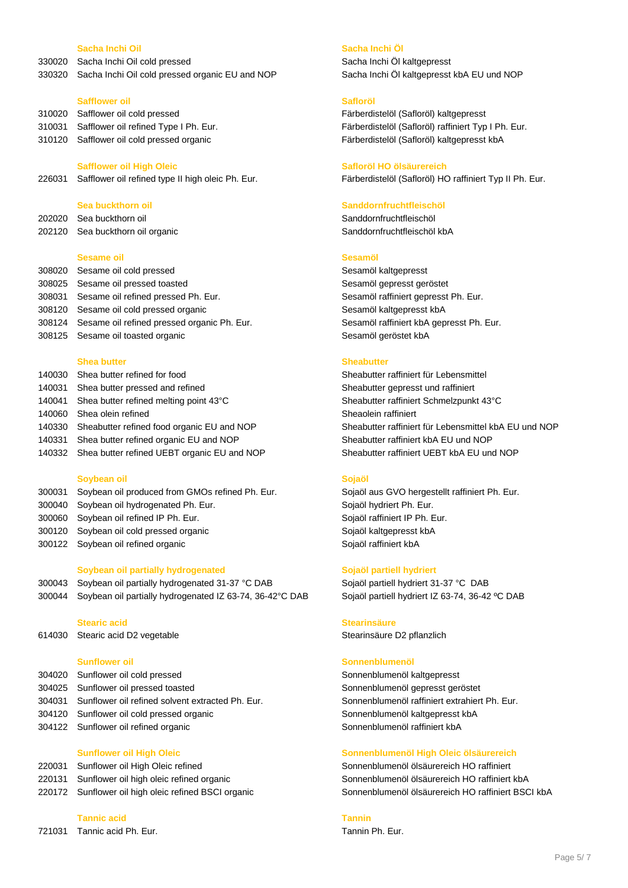| | Sacha Inchi Oil | Sacha Inchi Öl |
|---|---|---|
| 330020 | Sacha Inchi Oil cold pressed | Sacha Inchi Öl kaltgepresst |
| 330320 | Sacha Inchi Oil cold pressed organic EU and NOP | Sacha Inchi Öl kaltgepresst kbA EU und NOP |
| | **Safflower oil** | **Safloröl** |
| 310020 | Safflower oil cold pressed | Färberdistelöl (Safloröl) kaltgepresst |
| 310031 | Safflower oil refined Type I Ph. Eur. | Färberdistelöl (Safloröl) raffiniert Typ I Ph. Eur. |
| 310120 | Safflower oil cold pressed organic | Färberdistelöl (Safloröl) kaltgepresst kbA |
| | **Safflower oil High Oleic** | **Safloröl HO ölsäurereich** |
| 226031 | Safflower oil refined type II high oleic Ph. Eur. | Färberdistelöl (Safloröl) HO raffiniert Typ II Ph. Eur. |
| | **Sea buckthorn oil** | **Sanddornfruchtfleischöl** |
| 202020 | Sea buckthorn oil | Sanddornfruchtfleischöl |
| 202120 | Sea buckthorn oil organic | Sanddornfruchtfleischöl kbA |
| | **Sesame oil** | **Sesamöl** |
| 308020 | Sesame oil cold pressed | Sesamöl kaltgepresst |
| 308025 | Sesame oil pressed toasted | Sesamöl gepresst geröstet |
| 308031 | Sesame oil refined pressed Ph. Eur. | Sesamöl raffiniert gepresst Ph. Eur. |
| 308120 | Sesame oil cold pressed organic | Sesamöl kaltgepresst kbA |
| 308124 | Sesame oil refined pressed organic Ph. Eur. | Sesamöl raffiniert kbA gepresst Ph. Eur. |
| 308125 | Sesame oil toasted organic | Sesamöl geröstet kbA |
| | **Shea butter** | **Sheabutter** |
| 140030 | Shea butter refined for food | Sheabutter raffiniert für Lebensmittel |
| 140031 | Shea butter pressed and refined | Sheabutter gepresst und raffiniert |
| 140041 | Shea butter refined melting point 43°C | Sheabutter raffiniert Schmelzpunkt 43°C |
| 140060 | Shea olein refined | Sheaolein raffiniert |
| 140330 | Sheabutter refined food organic EU and NOP | Sheabutter raffiniert für Lebensmittel kbA EU und NOP |
| 140331 | Shea butter refined organic EU and NOP | Sheabutter raffiniert kbA EU und NOP |
| 140332 | Shea butter refined UEBT organic EU and NOP | Sheabutter raffiniert UEBT kbA EU und NOP |
| | **Soybean oil** | **Sojaöl** |
| 300031 | Soybean oil produced from GMOs refined Ph. Eur. | Sojaöl aus GVO hergestellt raffiniert Ph. Eur. |
| 300040 | Soybean oil hydrogenated Ph. Eur. | Sojaöl hydriert Ph. Eur. |
| 300060 | Soybean oil refined IP Ph. Eur. | Sojaöl raffiniert IP Ph. Eur. |
| 300120 | Soybean oil cold pressed organic | Sojaöl kaltgepresst kbA |
| 300122 | Soybean oil refined organic | Sojaöl raffiniert kbA |
| | **Soybean oil partially hydrogenated** | **Sojaöl partiell hydriert** |
| 300043 | Soybean oil partially hydrogenated 31-37 °C DAB | Sojaöl partiell hydriert 31-37 °C DAB |
| 300044 | Soybean oil partially hydrogenated IZ 63-74, 36-42°C DAB | Sojaöl partiell hydriert IZ 63-74, 36-42 ºC DAB |
| | **Stearic acid** | **Stearinsäure** |
| 614030 | Stearic acid D2 vegetable | Stearinsäure D2 pflanzlich |
| | **Sunflower oil** | **Sonnenblumenöl** |
| 304020 | Sunflower oil cold pressed | Sonnenblumenöl kaltgepresst |
| 304025 | Sunflower oil pressed toasted | Sonnenblumenöl gepresst geröstet |
| 304031 | Sunflower oil refined solvent extracted Ph. Eur. | Sonnenblumenöl raffiniert extrahiert Ph. Eur. |
| 304120 | Sunflower oil cold pressed organic | Sonnenblumenöl kaltgepresst kbA |
| 304122 | Sunflower oil refined organic | Sonnenblumenöl raffiniert kbA |
| | **Sunflower oil High Oleic** | **Sonnenblumenöl High Oleic ölsäurereich** |
| 220031 | Sunflower oil High Oleic refined | Sonnenblumenöl ölsäurereich HO raffiniert |
| 220131 | Sunflower oil high oleic refined organic | Sonnenblumenöl ölsäurereich HO raffiniert kbA |
| 220172 | Sunflower oil high oleic refined BSCI organic | Sonnenblumenöl ölsäurereich HO raffiniert BSCI kbA |
| | **Tannic acid** | **Tannin** |
| 721031 | Tannic acid Ph. Eur. | Tannin Ph. Eur. |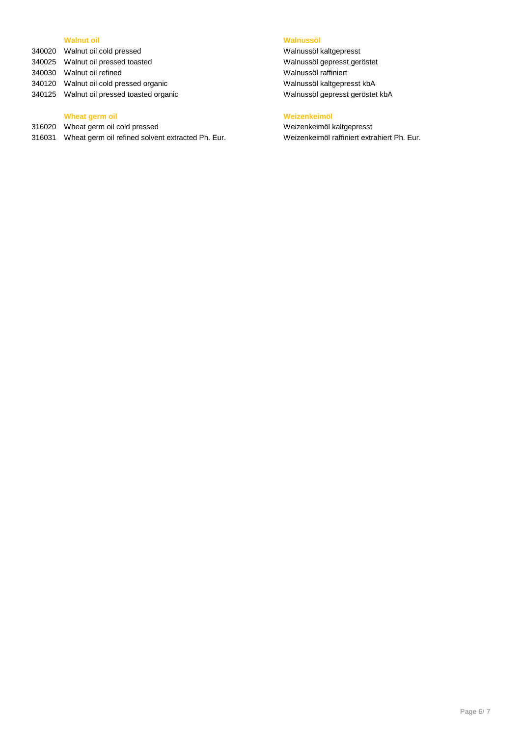### Walnut oil / Walnussöl

| Code | English | German |
|---|---|---|
| 340020 | Walnut oil cold pressed | Walnussöl kaltgepresst |
| 340025 | Walnut oil pressed toasted | Walnussöl gepresst geröstet |
| 340030 | Walnut oil refined | Walnussöl raffiniert |
| 340120 | Walnut oil cold pressed organic | Walnussöl kaltgepresst kbA |
| 340125 | Walnut oil pressed toasted organic | Walnussöl gepresst geröstet kbA |

### Wheat germ oil / Weizenkeimöl

| Code | English | German |
|---|---|---|
| 316020 | Wheat germ oil cold pressed | Weizenkeimöl kaltgepresst |
| 316031 | Wheat germ oil refined solvent extracted Ph. Eur. | Weizenkeimöl raffiniert extrahiert Ph. Eur. |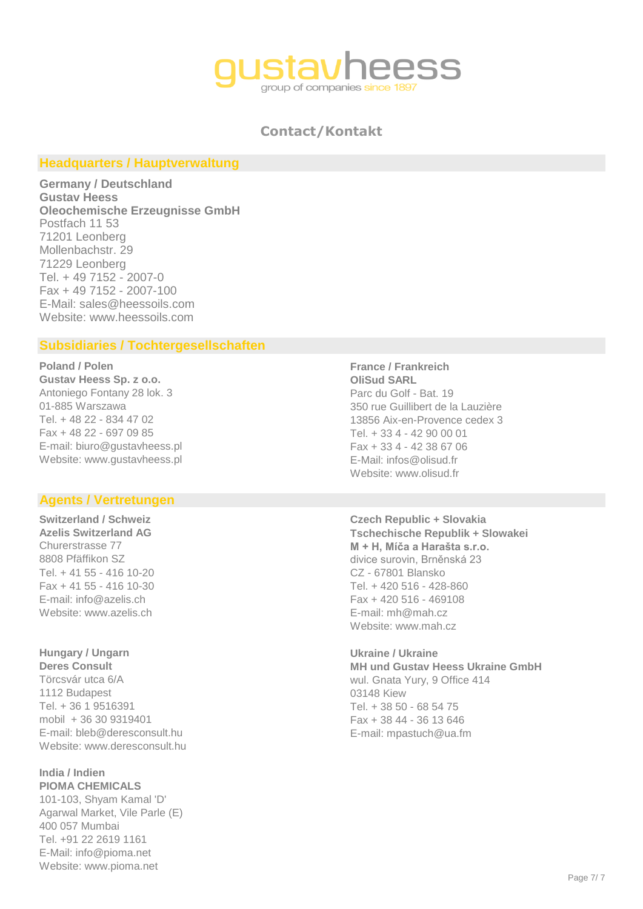gustavheess
group of companies since 1897

# Contact/Kontakt

## Headquarters / Hauptverwaltung

**Germany / Deutschland**
**Gustav Heess**
**Oleochemische Erzeugnisse GmbH**
Postfach 11 53
71201 Leonberg
Mollenbachstr. 29
71229 Leonberg
Tel. + 49 7152 - 2007-0
Fax + 49 7152 - 2007-100
E-Mail: sales@heessoils.com
Website: www.heessoils.com

## Subsidiaries / Tochtergesellschaften

**Poland / Polen**
**Gustav Heess Sp. z o.o.**
Antoniego Fontany 28 lok. 3
01-885 Warszawa
Tel. + 48 22 - 834 47 02
Fax + 48 22 - 697 09 85
E-mail: biuro@gustavheess.pl
Website: www.gustavheess.pl

**France / Frankreich**
**OliSud SARL**
Parc du Golf - Bat. 19
350 rue Guillibert de la Lauzière
13856 Aix-en-Provence cedex 3
Tel. + 33 4 - 42 90 00 01
Fax + 33 4 - 42 38 67 06
E-Mail: infos@olisud.fr
Website: www.olisud.fr

## Agents / Vertretungen

**Switzerland / Schweiz**
**Azelis Switzerland AG**
Churerstrasse 77
8808 Pfäffikon SZ
Tel. + 41 55 - 416 10-20
Fax + 41 55 - 416 10-30
E-mail: info@azelis.ch
Website: www.azelis.ch

**Czech Republic + Slovakia**
**Tschechische Republik + Slowakei**
**M + H, Míča a Harašta s.r.o.**
divice surovin, Brněnská 23
CZ - 67801 Blansko
Tel. + 420 516 - 428-860
Fax + 420 516 - 469108
E-mail: mh@mah.cz
Website: www.mah.cz

**Hungary / Ungarn**
**Deres Consult**
Törcsvár utca 6/A
1112 Budapest
Tel. + 36 1 9516391
mobil + 36 30 9319401
E-mail: bleb@deresconsult.hu
Website: www.deresconsult.hu

**Ukraine / Ukraine**
**MH und Gustav Heess Ukraine GmbH**
wul. Gnata Yury, 9 Office 414
03148 Kiew
Tel. + 38 50 - 68 54 75
Fax + 38 44 - 36 13 646
E-mail: mpastuch@ua.fm

**India / Indien**
**PIOMA CHEMICALS**
101-103, Shyam Kamal 'D'
Agarwal Market, Vile Parle (E)
400 057 Mumbai
Tel. +91 22 2619 1161
E-Mail: info@pioma.net
Website: www.pioma.net